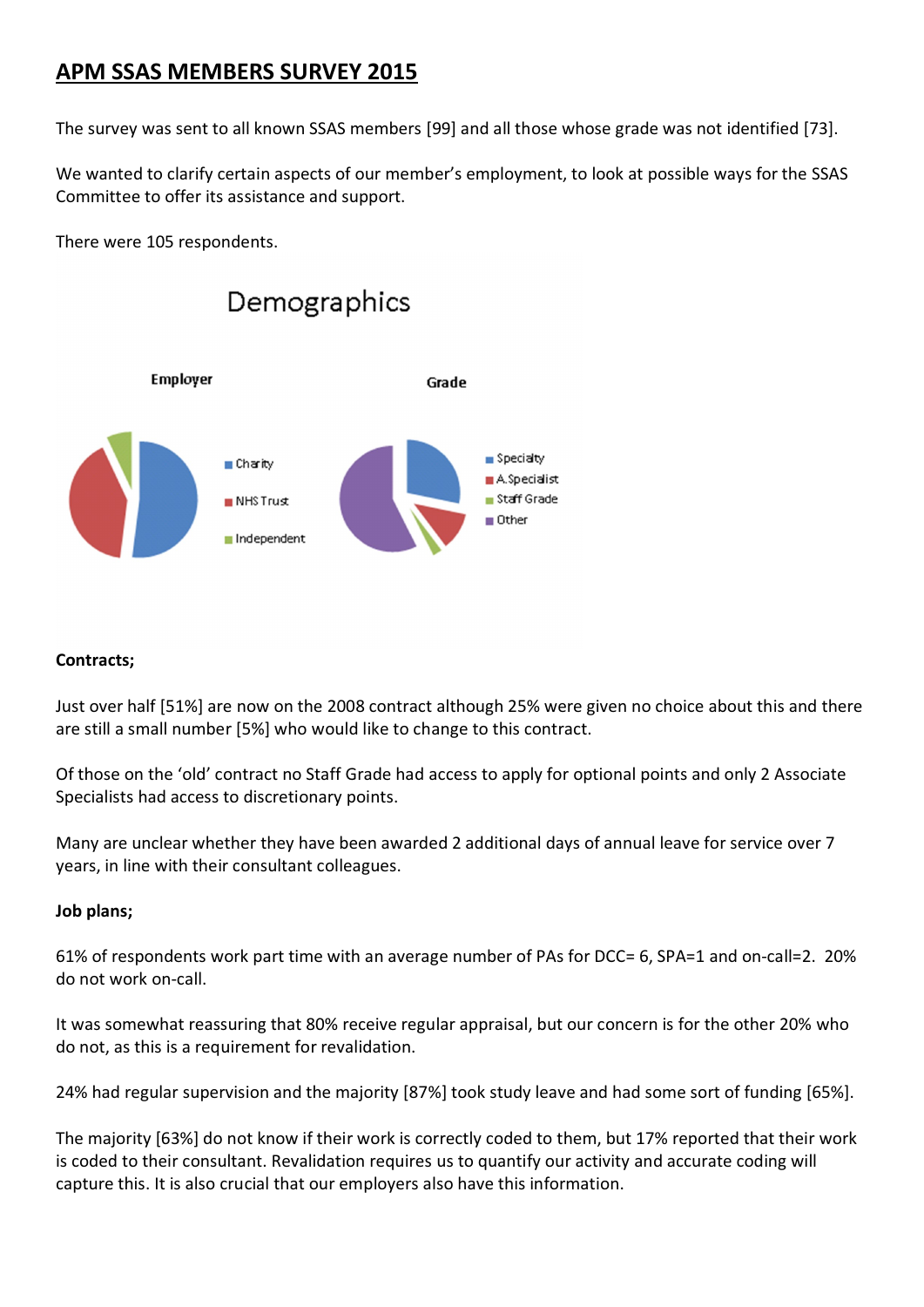# APM SSAS MEMBERS SURVEY 2015

The survey was sent to all known SSAS members [99] and all those whose grade was not identified [73].

We wanted to clarify certain aspects of our member's employment, to look at possible ways for the SSAS Committee to offer its assistance and support.

There were 105 respondents.

Demographics

Employer

- Charity
- NHS Trust
- Independent

Grade

- Specialty
- A.Specialist
- Staff Grade
- Other

**Contracts;**

Just over half [51%] are now on the 2008 contract although 25% were given no choice about this and there are still a small number [5%] who would like to change to this contract.

Of those on the 'old' contract no Staff Grade had access to apply for optional points and only 2 Associate Specialists had access to discretionary points.

Many are unclear whether they have been awarded 2 additional days of annual leave for service over 7 years, in line with their consultant colleagues.

**Job plans;**

61% of respondents work part time with an average number of PAs for DCC= 6, SPA=1 and on-call=2. 20% do not work on-call.

It was somewhat reassuring that 80% receive regular appraisal, but our concern is for the other 20% who do not, as this is a requirement for revalidation.

24% had regular supervision and the majority [87%] took study leave and had some sort of funding [65%].

The majority [63%] do not know if their work is correctly coded to them, but 17% reported that their work is coded to their consultant. Revalidation requires us to quantify our activity and accurate coding will capture this. It is also crucial that our employers also have this information.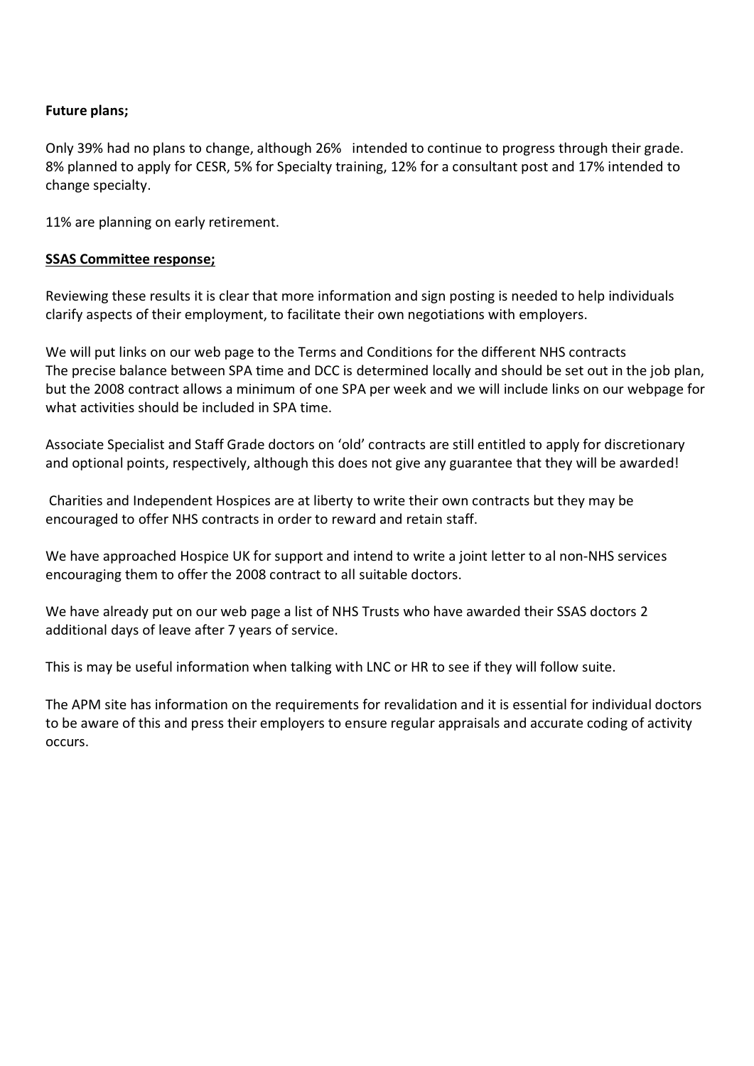**Future plans;**

Only 39% had no plans to change, although 26% intended to continue to progress through their grade. 8% planned to apply for CESR, 5% for Specialty training, 12% for a consultant post and 17% intended to change specialty.

11% are planning on early retirement.

**SSAS Committee response;**

Reviewing these results it is clear that more information and sign posting is needed to help individuals clarify aspects of their employment, to facilitate their own negotiations with employers.

We will put links on our web page to the Terms and Conditions for the different NHS contracts
The precise balance between SPA time and DCC is determined locally and should be set out in the job plan, but the 2008 contract allows a minimum of one SPA per week and we will include links on our webpage for what activities should be included in SPA time.

Associate Specialist and Staff Grade doctors on 'old' contracts are still entitled to apply for discretionary and optional points, respectively, although this does not give any guarantee that they will be awarded!

Charities and Independent Hospices are at liberty to write their own contracts but they may be encouraged to offer NHS contracts in order to reward and retain staff.

We have approached Hospice UK for support and intend to write a joint letter to al non-NHS services encouraging them to offer the 2008 contract to all suitable doctors.

We have already put on our web page a list of NHS Trusts who have awarded their SSAS doctors 2 additional days of leave after 7 years of service.

This is may be useful information when talking with LNC or HR to see if they will follow suite.

The APM site has information on the requirements for revalidation and it is essential for individual doctors to be aware of this and press their employers to ensure regular appraisals and accurate coding of activity occurs.